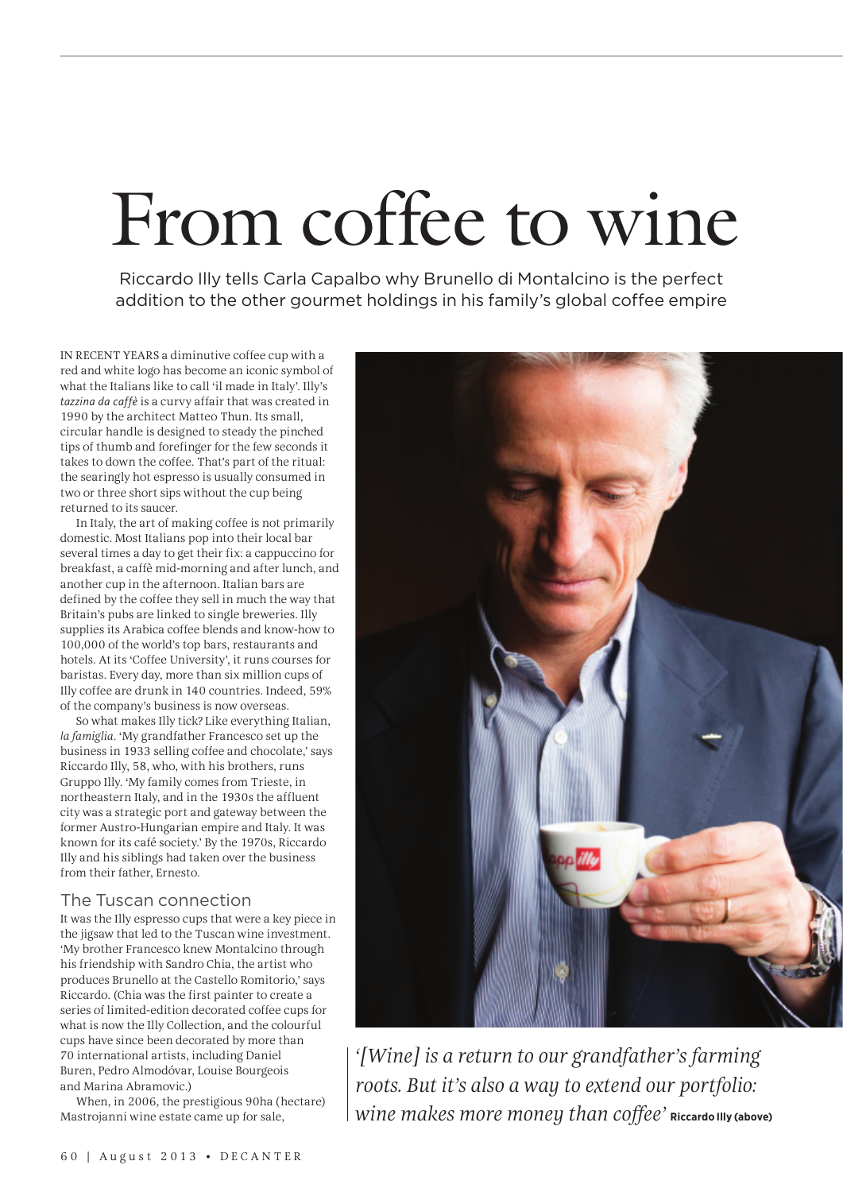# From coffee to wine

Riccardo Illy tells Carla Capalbo why Brunello di Montalcino is the perfect addition to the other gourmet holdings in his family's global coffee empire

IN RECENT YEARS a diminutive coffee cup with a red and white logo has become an iconic symbol of what the Italians like to call 'il made in Italy'. Illy's *tazzina da caffè* is a curvy affair that was created in 1990 by the architect Matteo Thun. Its small, circular handle is designed to steady the pinched tips of thumb and forefinger for the few seconds it takes to down the coffee. That's part of the ritual: the searingly hot espresso is usually consumed in two or three short sips without the cup being returned to its saucer.

In Italy, the art of making coffee is not primarily domestic. Most Italians pop into their local bar several times a day to get their fix: a cappuccino for breakfast, a caffè mid-morning and after lunch, and another cup in the afternoon. Italian bars are defined by the coffee they sell in much the way that Britain's pubs are linked to single breweries. Illy supplies its Arabica coffee blends and know-how to 100,000 of the world's top bars, restaurants and hotels. At its 'Coffee University', it runs courses for baristas. Every day, more than six million cups of Illy coffee are drunk in 140 countries. Indeed, 59% of the company's business is now overseas.

So what makes Illy tick? Like everything Italian, *la famiglia*. 'My grandfather Francesco set up the business in 1933 selling coffee and chocolate,' says Riccardo Illy, 58, who, with his brothers, runs Gruppo Illy. 'My family comes from Trieste, in northeastern Italy, and in the 1930s the affluent city was a strategic port and gateway between the former Austro-Hungarian empire and Italy. It was known for its café society.' By the 1970s, Riccardo Illy and his siblings had taken over the business from their father, Ernesto.

## The Tuscan connection

It was the Illy espresso cups that were a key piece in the jigsaw that led to the Tuscan wine investment. 'My brother Francesco knew Montalcino through his friendship with Sandro Chia, the artist who produces Brunello at the Castello Romitorio,' says Riccardo. (Chia was the first painter to create a series of limited-edition decorated coffee cups for what is now the Illy Collection, and the colourful cups have since been decorated by more than 70 international artists, including Daniel Buren, Pedro Almodóvar, Louise Bourgeois and Marina Abramovic.)

When, in 2006, the prestigious 90ha (hectare) Mastrojanni wine estate came up for sale,

*'[Wine] is a return to our grandfather's farming roots. But it's also a way to extend our portfolio: wine makes more money than coffee'* **Riccardo Illy (above)**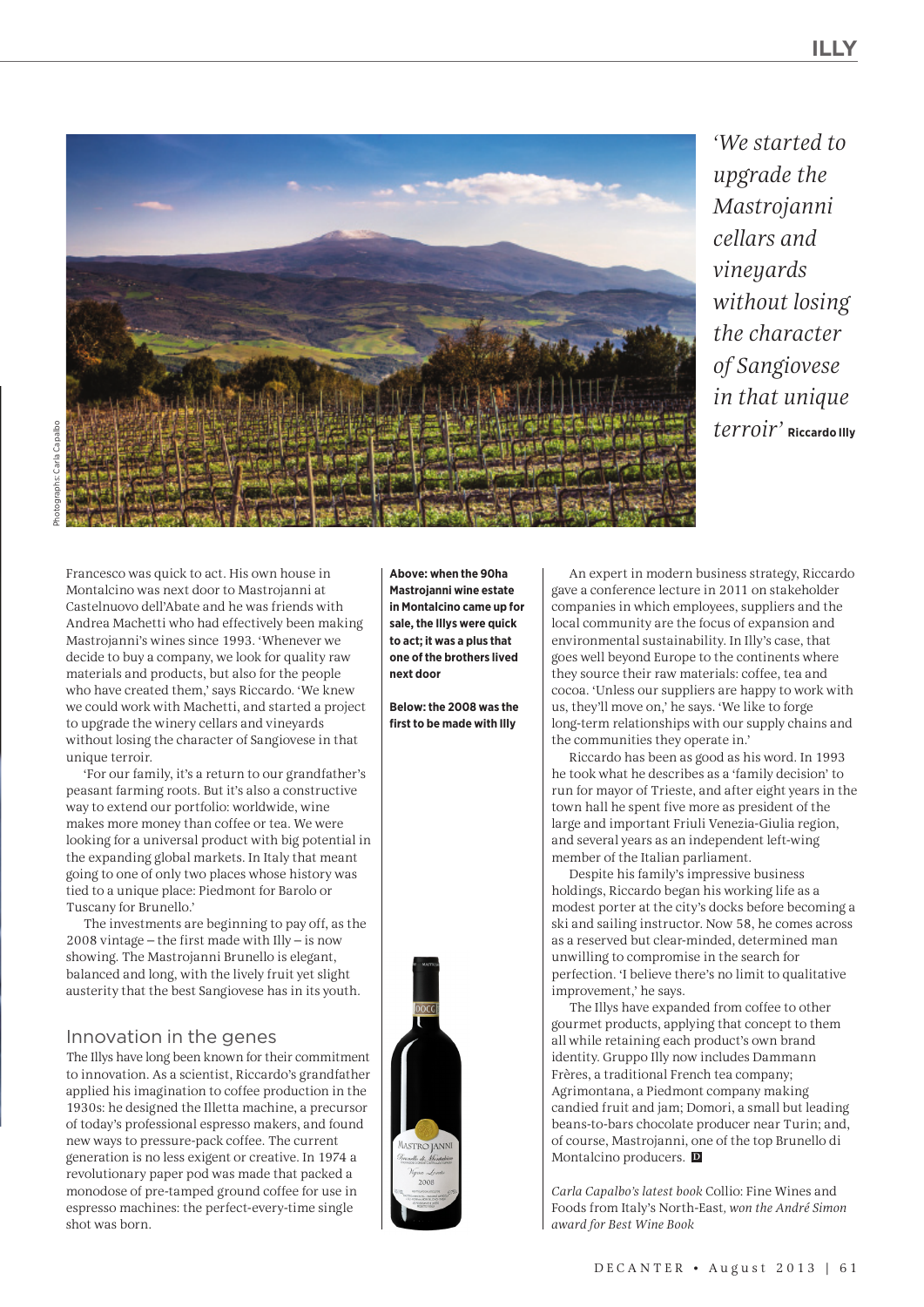*'We started to upgrade the Mastrojanni cellars and vineyards without losing the character of Sangiovese in that unique terroir'* **Riccardo Illy**

Photographs: Carla Capalbo

Francesco was quick to act. His own house in Montalcino was next door to Mastrojanni at Castelnuovo dell'Abate and he was friends with Andrea Machetti who had effectively been making Mastrojanni's wines since 1993. 'Whenever we decide to buy a company, we look for quality raw materials and products, but also for the people who have created them,' says Riccardo. 'We knew we could work with Machetti, and started a project to upgrade the winery cellars and vineyards without losing the character of Sangiovese in that unique terroir.

'For our family, it's a return to our grandfather's peasant farming roots. But it's also a constructive way to extend our portfolio: worldwide, wine makes more money than coffee or tea. We were looking for a universal product with big potential in the expanding global markets. In Italy that meant going to one of only two places whose history was tied to a unique place: Piedmont for Barolo or Tuscany for Brunello.'

The investments are beginning to pay off, as the 2008 vintage – the first made with Illy – is now showing. The Mastrojanni Brunello is elegant, balanced and long, with the lively fruit yet slight austerity that the best Sangiovese has in its youth.

## Innovation in the genes

The Illys have long been known for their commitment to innovation. As a scientist, Riccardo's grandfather applied his imagination to coffee production in the 1930s: he designed the Illetta machine, a precursor of today's professional espresso makers, and found new ways to pressure-pack coffee. The current generation is no less exigent or creative. In 1974 a revolutionary paper pod was made that packed a monodose of pre-tamped ground coffee for use in espresso machines: the perfect-every-time single shot was born.

**Above: when the 90ha Mastrojanni wine estate in Montalcino came up for sale, the Illys were quick to act; it was a plus that one of the brothers lived next door**

**Below: the 2008 was the first to be made with Illy**

An expert in modern business strategy, Riccardo gave a conference lecture in 2011 on stakeholder companies in which employees, suppliers and the local community are the focus of expansion and environmental sustainability. In Illy's case, that goes well beyond Europe to the continents where they source their raw materials: coffee, tea and cocoa. 'Unless our suppliers are happy to work with us, they'll move on,' he says. 'We like to forge long-term relationships with our supply chains and the communities they operate in.'

Riccardo has been as good as his word. In 1993 he took what he describes as a 'family decision' to run for mayor of Trieste, and after eight years in the town hall he spent five more as president of the large and important Friuli Venezia-Giulia region, and several years as an independent left-wing member of the Italian parliament.

Despite his family's impressive business holdings, Riccardo began his working life as a modest porter at the city's docks before becoming a ski and sailing instructor. Now 58, he comes across as a reserved but clear-minded, determined man unwilling to compromise in the search for perfection. 'I believe there's no limit to qualitative improvement,' he says.

The Illys have expanded from coffee to other gourmet products, applying that concept to them all while retaining each product's own brand identity. Gruppo Illy now includes Dammann Frères, a traditional French tea company; Agrimontana, a Piedmont company making candied fruit and jam; Domori, a small but leading beans-to-bars chocolate producer near Turin; and, of course, Mastrojanni, one of the top Brunello di Montalcino producers. **D**

*Carla Capalbo's latest book* Collio: Fine Wines and Foods from Italy's North-East, *won the André Simon award for Best Wine Book*